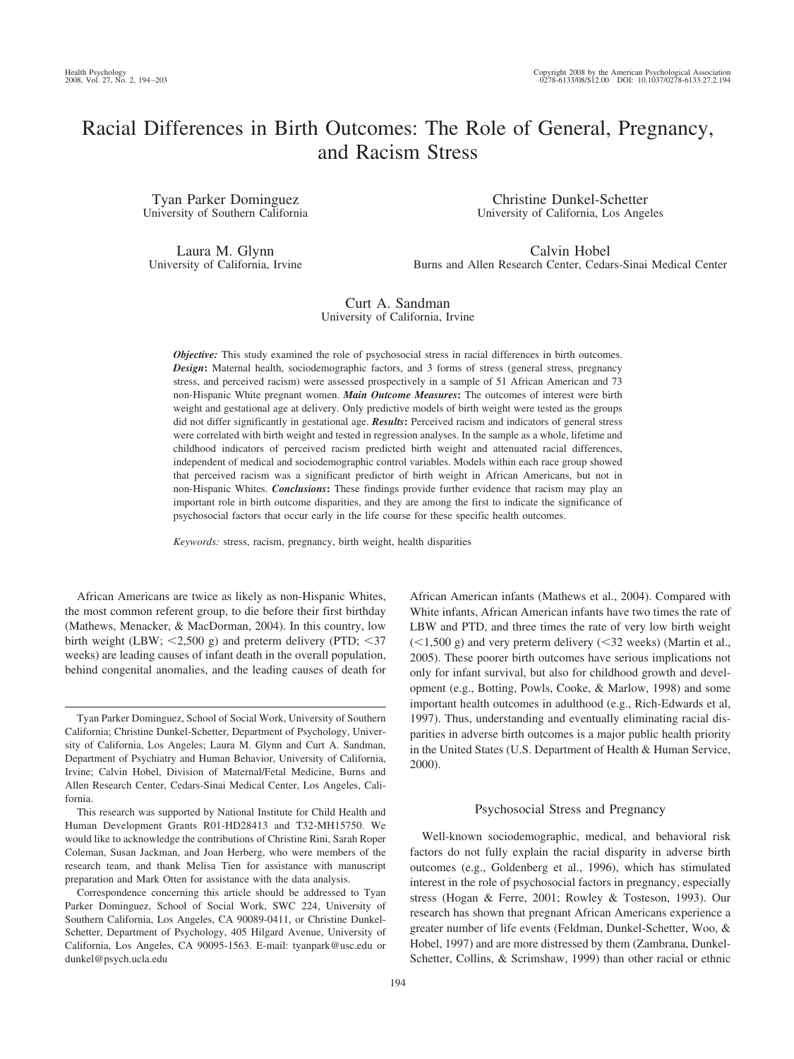# Racial Differences in Birth Outcomes: The Role of General, Pregnancy, and Racism Stress

Tyan Parker Dominguez
University of Southern California

Christine Dunkel-Schetter
University of California, Los Angeles

Laura M. Glynn
University of California, Irvine

Calvin Hobel
Burns and Allen Research Center, Cedars-Sinai Medical Center

Curt A. Sandman
University of California, Irvine

***Objective:*** This study examined the role of psychosocial stress in racial differences in birth outcomes. ***Design*****:** Maternal health, sociodemographic factors, and 3 forms of stress (general stress, pregnancy stress, and perceived racism) were assessed prospectively in a sample of 51 African American and 73 non-Hispanic White pregnant women. ***Main Outcome Measures*****:** The outcomes of interest were birth weight and gestational age at delivery. Only predictive models of birth weight were tested as the groups did not differ significantly in gestational age. ***Results*****:** Perceived racism and indicators of general stress were correlated with birth weight and tested in regression analyses. In the sample as a whole, lifetime and childhood indicators of perceived racism predicted birth weight and attenuated racial differences, independent of medical and sociodemographic control variables. Models within each race group showed that perceived racism was a significant predictor of birth weight in African Americans, but not in non-Hispanic Whites. ***Conclusions*****:** These findings provide further evidence that racism may play an important role in birth outcome disparities, and they are among the first to indicate the significance of psychosocial factors that occur early in the life course for these specific health outcomes.

*Keywords:* stress, racism, pregnancy, birth weight, health disparities

African Americans are twice as likely as non-Hispanic Whites, the most common referent group, to die before their first birthday (Mathews, Menacker, & MacDorman, 2004). In this country, low birth weight (LBW; <2,500 g) and preterm delivery (PTD; <37 weeks) are leading causes of infant death in the overall population, behind congenital anomalies, and the leading causes of death for African American infants (Mathews et al., 2004). Compared with White infants, African American infants have two times the rate of LBW and PTD, and three times the rate of very low birth weight (<1,500 g) and very preterm delivery (<32 weeks) (Martin et al., 2005). These poorer birth outcomes have serious implications not only for infant survival, but also for childhood growth and development (e.g., Botting, Powls, Cooke, & Marlow, 1998) and some important health outcomes in adulthood (e.g., Rich-Edwards et al, 1997). Thus, understanding and eventually eliminating racial disparities in adverse birth outcomes is a major public health priority in the United States (U.S. Department of Health & Human Service, 2000).

## Psychosocial Stress and Pregnancy

Well-known sociodemographic, medical, and behavioral risk factors do not fully explain the racial disparity in adverse birth outcomes (e.g., Goldenberg et al., 1996), which has stimulated interest in the role of psychosocial factors in pregnancy, especially stress (Hogan & Ferre, 2001; Rowley & Tosteson, 1993). Our research has shown that pregnant African Americans experience a greater number of life events (Feldman, Dunkel-Schetter, Woo, & Hobel, 1997) and are more distressed by them (Zambrana, Dunkel-Schetter, Collins, & Scrimshaw, 1999) than other racial or ethnic

---

Tyan Parker Dominguez, School of Social Work, University of Southern California; Christine Dunkel-Schetter, Department of Psychology, University of California, Los Angeles; Laura M. Glynn and Curt A. Sandman, Department of Psychiatry and Human Behavior, University of California, Irvine; Calvin Hobel, Division of Maternal/Fetal Medicine, Burns and Allen Research Center, Cedars-Sinai Medical Center, Los Angeles, California.

This research was supported by National Institute for Child Health and Human Development Grants R01-HD28413 and T32-MH15750. We would like to acknowledge the contributions of Christine Rini, Sarah Roper Coleman, Susan Jackman, and Joan Herberg, who were members of the research team, and thank Melisa Tien for assistance with manuscript preparation and Mark Otten for assistance with the data analysis.

Correspondence concerning this article should be addressed to Tyan Parker Dominguez, School of Social Work, SWC 224, University of Southern California, Los Angeles, CA 90089-0411, or Christine Dunkel-Schetter, Department of Psychology, 405 Hilgard Avenue, University of California, Los Angeles, CA 90095-1563. E-mail: tyanpark@usc.edu or dunkel@psych.ucla.edu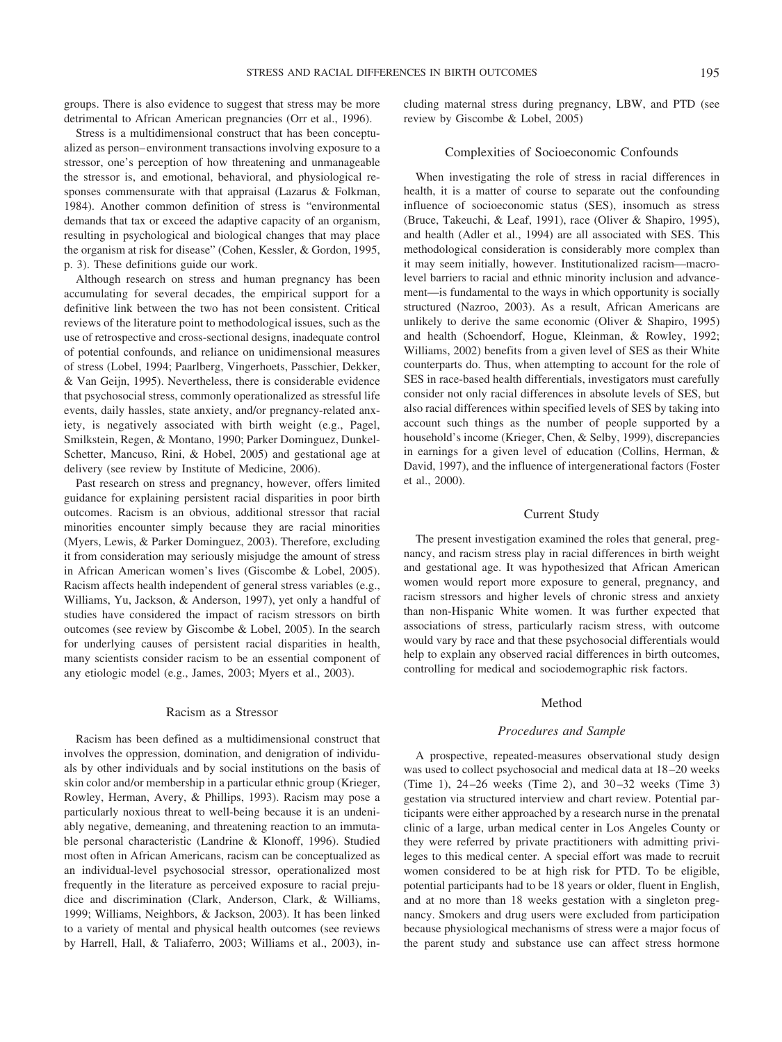groups. There is also evidence to suggest that stress may be more detrimental to African American pregnancies (Orr et al., 1996).

Stress is a multidimensional construct that has been conceptualized as person–environment transactions involving exposure to a stressor, one's perception of how threatening and unmanageable the stressor is, and emotional, behavioral, and physiological responses commensurate with that appraisal (Lazarus & Folkman, 1984). Another common definition of stress is "environmental demands that tax or exceed the adaptive capacity of an organism, resulting in psychological and biological changes that may place the organism at risk for disease" (Cohen, Kessler, & Gordon, 1995, p. 3). These definitions guide our work.

Although research on stress and human pregnancy has been accumulating for several decades, the empirical support for a definitive link between the two has not been consistent. Critical reviews of the literature point to methodological issues, such as the use of retrospective and cross-sectional designs, inadequate control of potential confounds, and reliance on unidimensional measures of stress (Lobel, 1994; Paarlberg, Vingerhoets, Passchier, Dekker, & Van Geijn, 1995). Nevertheless, there is considerable evidence that psychosocial stress, commonly operationalized as stressful life events, daily hassles, state anxiety, and/or pregnancy-related anxiety, is negatively associated with birth weight (e.g., Pagel, Smilkstein, Regen, & Montano, 1990; Parker Dominguez, Dunkel-Schetter, Mancuso, Rini, & Hobel, 2005) and gestational age at delivery (see review by Institute of Medicine, 2006).

Past research on stress and pregnancy, however, offers limited guidance for explaining persistent racial disparities in poor birth outcomes. Racism is an obvious, additional stressor that racial minorities encounter simply because they are racial minorities (Myers, Lewis, & Parker Dominguez, 2003). Therefore, excluding it from consideration may seriously misjudge the amount of stress in African American women's lives (Giscombe & Lobel, 2005). Racism affects health independent of general stress variables (e.g., Williams, Yu, Jackson, & Anderson, 1997), yet only a handful of studies have considered the impact of racism stressors on birth outcomes (see review by Giscombe & Lobel, 2005). In the search for underlying causes of persistent racial disparities in health, many scientists consider racism to be an essential component of any etiologic model (e.g., James, 2003; Myers et al., 2003).

## Racism as a Stressor

Racism has been defined as a multidimensional construct that involves the oppression, domination, and denigration of individuals by other individuals and by social institutions on the basis of skin color and/or membership in a particular ethnic group (Krieger, Rowley, Herman, Avery, & Phillips, 1993). Racism may pose a particularly noxious threat to well-being because it is an undeniably negative, demeaning, and threatening reaction to an immutable personal characteristic (Landrine & Klonoff, 1996). Studied most often in African Americans, racism can be conceptualized as an individual-level psychosocial stressor, operationalized most frequently in the literature as perceived exposure to racial prejudice and discrimination (Clark, Anderson, Clark, & Williams, 1999; Williams, Neighbors, & Jackson, 2003). It has been linked to a variety of mental and physical health outcomes (see reviews by Harrell, Hall, & Taliaferro, 2003; Williams et al., 2003), including maternal stress during pregnancy, LBW, and PTD (see review by Giscombe & Lobel, 2005)

## Complexities of Socioeconomic Confounds

When investigating the role of stress in racial differences in health, it is a matter of course to separate out the confounding influence of socioeconomic status (SES), insomuch as stress (Bruce, Takeuchi, & Leaf, 1991), race (Oliver & Shapiro, 1995), and health (Adler et al., 1994) are all associated with SES. This methodological consideration is considerably more complex than it may seem initially, however. Institutionalized racism—macro-level barriers to racial and ethnic minority inclusion and advancement—is fundamental to the ways in which opportunity is socially structured (Nazroo, 2003). As a result, African Americans are unlikely to derive the same economic (Oliver & Shapiro, 1995) and health (Schoendorf, Hogue, Kleinman, & Rowley, 1992; Williams, 2002) benefits from a given level of SES as their White counterparts do. Thus, when attempting to account for the role of SES in race-based health differentials, investigators must carefully consider not only racial differences in absolute levels of SES, but also racial differences within specified levels of SES by taking into account such things as the number of people supported by a household's income (Krieger, Chen, & Selby, 1999), discrepancies in earnings for a given level of education (Collins, Herman, & David, 1997), and the influence of intergenerational factors (Foster et al., 2000).

## Current Study

The present investigation examined the roles that general, pregnancy, and racism stress play in racial differences in birth weight and gestational age. It was hypothesized that African American women would report more exposure to general, pregnancy, and racism stressors and higher levels of chronic stress and anxiety than non-Hispanic White women. It was further expected that associations of stress, particularly racism stress, with outcome would vary by race and that these psychosocial differentials would help to explain any observed racial differences in birth outcomes, controlling for medical and sociodemographic risk factors.

## Method

### *Procedures and Sample*

A prospective, repeated-measures observational study design was used to collect psychosocial and medical data at 18–20 weeks (Time 1), 24–26 weeks (Time 2), and 30–32 weeks (Time 3) gestation via structured interview and chart review. Potential participants were either approached by a research nurse in the prenatal clinic of a large, urban medical center in Los Angeles County or they were referred by private practitioners with admitting privileges to this medical center. A special effort was made to recruit women considered to be at high risk for PTD. To be eligible, potential participants had to be 18 years or older, fluent in English, and at no more than 18 weeks gestation with a singleton pregnancy. Smokers and drug users were excluded from participation because physiological mechanisms of stress were a major focus of the parent study and substance use can affect stress hormone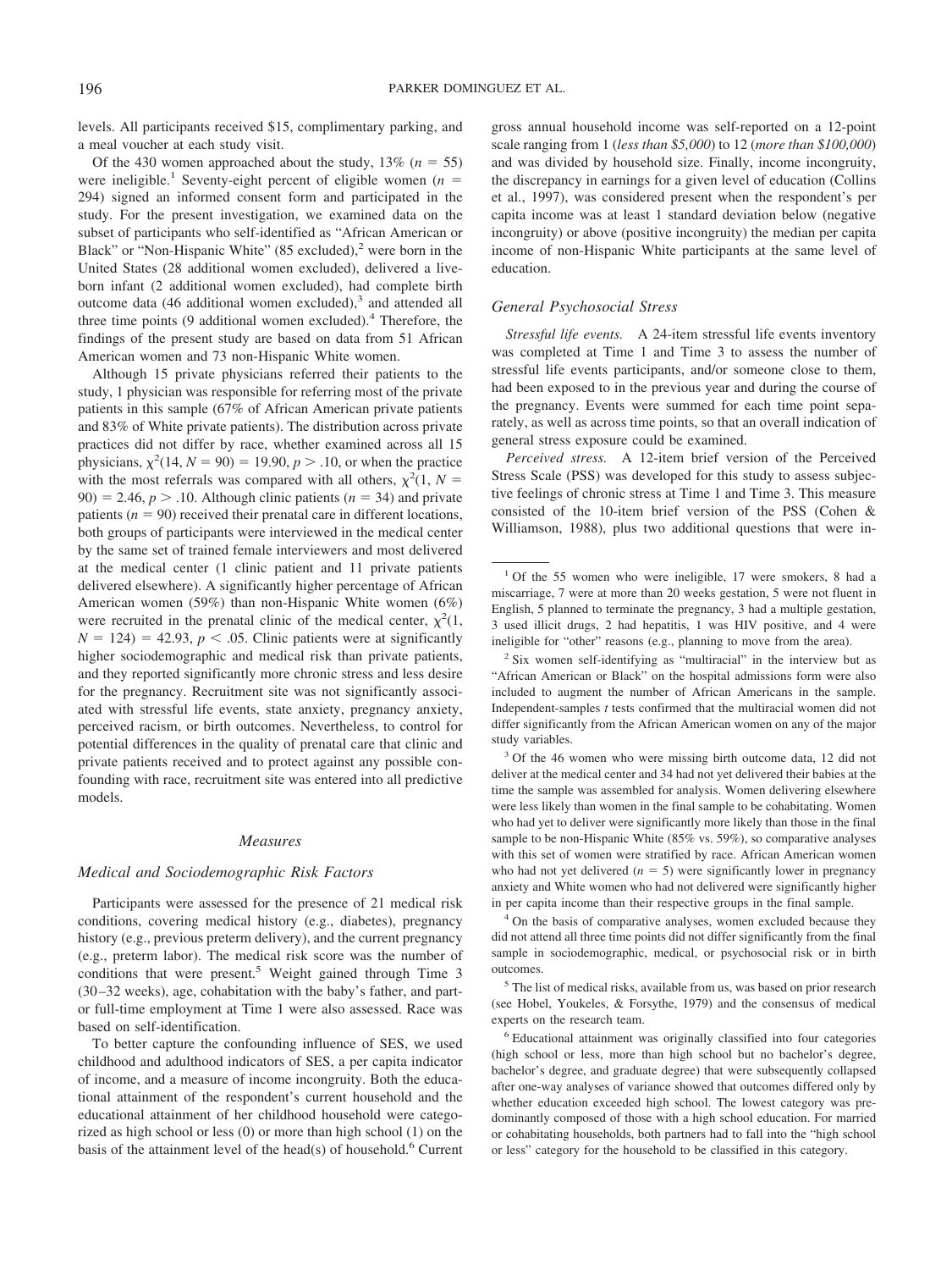levels. All participants received $15, complimentary parking, and a meal voucher at each study visit.

Of the 430 women approached about the study, 13% ($n = 55$) were ineligible.[1] Seventy-eight percent of eligible women ($n = 294$) signed an informed consent form and participated in the study. For the present investigation, we examined data on the subset of participants who self-identified as "African American or Black" or "Non-Hispanic White" (85 excluded),[2] were born in the United States (28 additional women excluded), delivered a live-born infant (2 additional women excluded), had complete birth outcome data (46 additional women excluded),[3] and attended all three time points (9 additional women excluded).[4] Therefore, the findings of the present study are based on data from 51 African American women and 73 non-Hispanic White women.

Although 15 private physicians referred their patients to the study, 1 physician was responsible for referring most of the private patients in this sample (67% of African American private patients and 83% of White private patients). The distribution across private practices did not differ by race, whether examined across all 15 physicians, $\chi^2(14, N = 90) = 19.90, p > .10$, or when the practice with the most referrals was compared with all others, $\chi^2(1, N = 90) = 2.46, p > .10$. Although clinic patients ($n = 34$) and private patients ($n = 90$) received their prenatal care in different locations, both groups of participants were interviewed in the medical center by the same set of trained female interviewers and most delivered at the medical center (1 clinic patient and 11 private patients delivered elsewhere). A significantly higher percentage of African American women (59%) than non-Hispanic White women (6%) were recruited in the prenatal clinic of the medical center, $\chi^2(1, N = 124) = 42.93, p < .05$. Clinic patients were at significantly higher sociodemographic and medical risk than private patients, and they reported significantly more chronic stress and less desire for the pregnancy. Recruitment site was not significantly associated with stressful life events, state anxiety, pregnancy anxiety, perceived racism, or birth outcomes. Nevertheless, to control for potential differences in the quality of prenatal care that clinic and private patients received and to protect against any possible confounding with race, recruitment site was entered into all predictive models.

## Measures

### Medical and Sociodemographic Risk Factors

Participants were assessed for the presence of 21 medical risk conditions, covering medical history (e.g., diabetes), pregnancy history (e.g., previous preterm delivery), and the current pregnancy (e.g., preterm labor). The medical risk score was the number of conditions that were present.[5] Weight gained through Time 3 (30–32 weeks), age, cohabitation with the baby's father, and part- or full-time employment at Time 1 were also assessed. Race was based on self-identification.

To better capture the confounding influence of SES, we used childhood and adulthood indicators of SES, a per capita indicator of income, and a measure of income incongruity. Both the educational attainment of the respondent's current household and the educational attainment of her childhood household were categorized as high school or less (0) or more than high school (1) on the basis of the attainment level of the head(s) of household.[6] Current gross annual household income was self-reported on a 12-point scale ranging from 1 (*less than $5,000*) to 12 (*more than $100,000*) and was divided by household size. Finally, income incongruity, the discrepancy in earnings for a given level of education (Collins et al., 1997), was considered present when the respondent's per capita income was at least 1 standard deviation below (negative incongruity) or above (positive incongruity) the median per capita income of non-Hispanic White participants at the same level of education.

### General Psychosocial Stress

*Stressful life events.* A 24-item stressful life events inventory was completed at Time 1 and Time 3 to assess the number of stressful life events participants, and/or someone close to them, had been exposed to in the previous year and during the course of the pregnancy. Events were summed for each time point separately, as well as across time points, so that an overall indication of general stress exposure could be examined.

*Perceived stress.* A 12-item brief version of the Perceived Stress Scale (PSS) was developed for this study to assess subjective feelings of chronic stress at Time 1 and Time 3. This measure consisted of the 10-item brief version of the PSS (Cohen & Williamson, 1988), plus two additional questions that were in-

---

[1] Of the 55 women who were ineligible, 17 were smokers, 8 had a miscarriage, 7 were at more than 20 weeks gestation, 5 were not fluent in English, 5 planned to terminate the pregnancy, 3 had a multiple gestation, 3 used illicit drugs, 2 had hepatitis, 1 was HIV positive, and 4 were ineligible for "other" reasons (e.g., planning to move from the area).

[2] Six women self-identifying as "multiracial" in the interview but as "African American or Black" on the hospital admissions form were also included to augment the number of African Americans in the sample. Independent-samples $t$ tests confirmed that the multiracial women did not differ significantly from the African American women on any of the major study variables.

[3] Of the 46 women who were missing birth outcome data, 12 did not deliver at the medical center and 34 had not yet delivered their babies at the time the sample was assembled for analysis. Women delivering elsewhere were less likely than women in the final sample to be cohabitating. Women who had yet to deliver were significantly more likely than those in the final sample to be non-Hispanic White (85% vs. 59%), so comparative analyses with this set of women were stratified by race. African American women who had not yet delivered ($n = 5$) were significantly lower in pregnancy anxiety and White women who had not delivered were significantly higher in per capita income than their respective groups in the final sample.

[4] On the basis of comparative analyses, women excluded because they did not attend all three time points did not differ significantly from the final sample in sociodemographic, medical, or psychosocial risk or in birth outcomes.

[5] The list of medical risks, available from us, was based on prior research (see Hobel, Youkeles, & Forsythe, 1979) and the consensus of medical experts on the research team.

[6] Educational attainment was originally classified into four categories (high school or less, more than high school but no bachelor's degree, bachelor's degree, and graduate degree) that were subsequently collapsed after one-way analyses of variance showed that outcomes differed only by whether education exceeded high school. The lowest category was predominantly composed of those with a high school education. For married or cohabitating households, both partners had to fall into the "high school or less" category for the household to be classified in this category.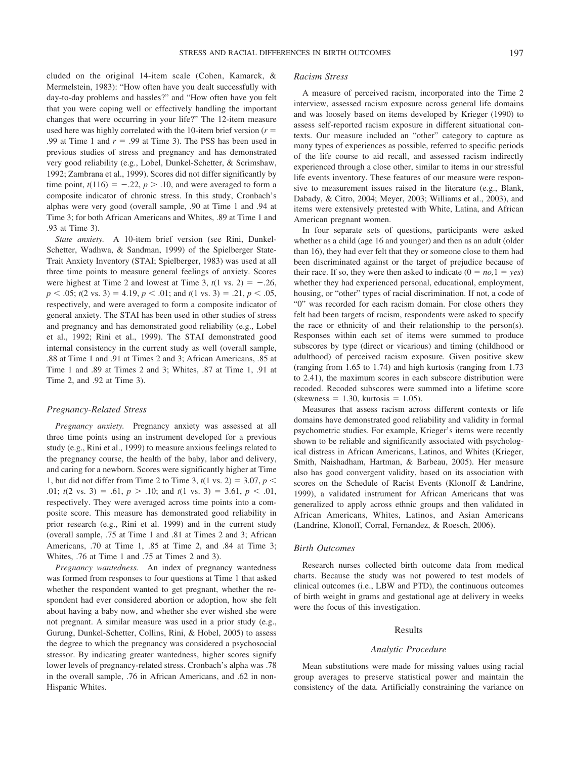cluded on the original 14-item scale (Cohen, Kamarck, & Mermelstein, 1983): "How often have you dealt successfully with day-to-day problems and hassles?" and "How often have you felt that you were coping well or effectively handling the important changes that were occurring in your life?" The 12-item measure used here was highly correlated with the 10-item brief version ($r$ = .99 at Time 1 and $r$ = .99 at Time 3). The PSS has been used in previous studies of stress and pregnancy and has demonstrated very good reliability (e.g., Lobel, Dunkel-Schetter, & Scrimshaw, 1992; Zambrana et al., 1999). Scores did not differ significantly by time point, $t(116) = -.22$, $p > .10$, and were averaged to form a composite indicator of chronic stress. In this study, Cronbach's alphas were very good (overall sample, .90 at Time 1 and .94 at Time 3; for both African Americans and Whites, .89 at Time 1 and .93 at Time 3).

*State anxiety.* A 10-item brief version (see Rini, Dunkel-Schetter, Wadhwa, & Sandman, 1999) of the Spielberger State-Trait Anxiety Inventory (STAI; Spielberger, 1983) was used at all three time points to measure general feelings of anxiety. Scores were highest at Time 2 and lowest at Time 3, $t(1 \text{ vs. } 2) = -.26$, $p < .05$; $t(2 \text{ vs. } 3) = 4.19$, $p < .01$; and $t(1 \text{ vs. } 3) = .21$, $p < .05$, respectively, and were averaged to form a composite indicator of general anxiety. The STAI has been used in other studies of stress and pregnancy and has demonstrated good reliability (e.g., Lobel et al., 1992; Rini et al., 1999). The STAI demonstrated good internal consistency in the current study as well (overall sample, .88 at Time 1 and .91 at Times 2 and 3; African Americans, .85 at Time 1 and .89 at Times 2 and 3; Whites, .87 at Time 1, .91 at Time 2, and .92 at Time 3).

### Pregnancy-Related Stress

*Pregnancy anxiety.* Pregnancy anxiety was assessed at all three time points using an instrument developed for a previous study (e.g., Rini et al., 1999) to measure anxious feelings related to the pregnancy course, the health of the baby, labor and delivery, and caring for a newborn. Scores were significantly higher at Time 1, but did not differ from Time 2 to Time 3, $t(1 \text{ vs. } 2) = 3.07$, $p < .01$; $t(2 \text{ vs. } 3) = .61$, $p > .10$; and $t(1 \text{ vs. } 3) = 3.61$, $p < .01$, respectively. They were averaged across time points into a composite score. This measure has demonstrated good reliability in prior research (e.g., Rini et al. 1999) and in the current study (overall sample, .75 at Time 1 and .81 at Times 2 and 3; African Americans, .70 at Time 1, .85 at Time 2, and .84 at Time 3; Whites, .76 at Time 1 and .75 at Times 2 and 3).

*Pregnancy wantedness.* An index of pregnancy wantedness was formed from responses to four questions at Time 1 that asked whether the respondent wanted to get pregnant, whether the respondent had ever considered abortion or adoption, how she felt about having a baby now, and whether she ever wished she were not pregnant. A similar measure was used in a prior study (e.g., Gurung, Dunkel-Schetter, Collins, Rini, & Hobel, 2005) to assess the degree to which the pregnancy was considered a psychosocial stressor. By indicating greater wantedness, higher scores signify lower levels of pregnancy-related stress. Cronbach's alpha was .78 in the overall sample, .76 in African Americans, and .62 in non-Hispanic Whites.

### Racism Stress

A measure of perceived racism, incorporated into the Time 2 interview, assessed racism exposure across general life domains and was loosely based on items developed by Krieger (1990) to assess self-reported racism exposure in different situational contexts. Our measure included an "other" category to capture as many types of experiences as possible, referred to specific periods of the life course to aid recall, and assessed racism indirectly experienced through a close other, similar to items in our stressful life events inventory. These features of our measure were responsive to measurement issues raised in the literature (e.g., Blank, Dabady, & Citro, 2004; Meyer, 2003; Williams et al., 2003), and items were extensively pretested with White, Latina, and African American pregnant women.

In four separate sets of questions, participants were asked whether as a child (age 16 and younger) and then as an adult (older than 16), they had ever felt that they or someone close to them had been discriminated against or the target of prejudice because of their race. If so, they were then asked to indicate (0 = *no,* 1 = *yes*) whether they had experienced personal, educational, employment, housing, or "other" types of racial discrimination. If not, a code of "0" was recorded for each racism domain. For close others they felt had been targets of racism, respondents were asked to specify the race or ethnicity of and their relationship to the person(s). Responses within each set of items were summed to produce subscores by type (direct or vicarious) and timing (childhood or adulthood) of perceived racism exposure. Given positive skew (ranging from 1.65 to 1.74) and high kurtosis (ranging from 1.73 to 2.41), the maximum scores in each subscore distribution were recoded. Recoded subscores were summed into a lifetime score (skewness = 1.30, kurtosis = 1.05).

Measures that assess racism across different contexts or life domains have demonstrated good reliability and validity in formal psychometric studies. For example, Krieger's items were recently shown to be reliable and significantly associated with psychological distress in African Americans, Latinos, and Whites (Krieger, Smith, Naishadham, Hartman, & Barbeau, 2005). Her measure also has good convergent validity, based on its association with scores on the Schedule of Racist Events (Klonoff & Landrine, 1999), a validated instrument for African Americans that was generalized to apply across ethnic groups and then validated in African Americans, Whites, Latinos, and Asian Americans (Landrine, Klonoff, Corral, Fernandez, & Roesch, 2006).

### Birth Outcomes

Research nurses collected birth outcome data from medical charts. Because the study was not powered to test models of clinical outcomes (i.e., LBW and PTD), the continuous outcomes of birth weight in grams and gestational age at delivery in weeks were the focus of this investigation.

## Results

### Analytic Procedure

Mean substitutions were made for missing values using racial group averages to preserve statistical power and maintain the consistency of the data. Artificially constraining the variance on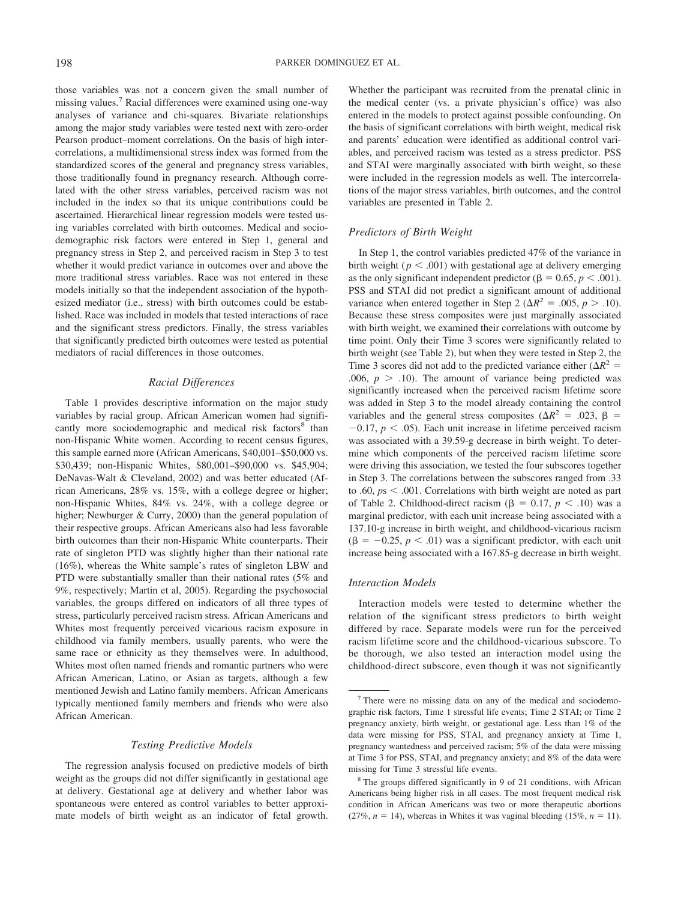those variables was not a concern given the small number of missing values.[7] Racial differences were examined using one-way analyses of variance and chi-squares. Bivariate relationships among the major study variables were tested next with zero-order Pearson product–moment correlations. On the basis of high intercorrelations, a multidimensional stress index was formed from the standardized scores of the general and pregnancy stress variables, those traditionally found in pregnancy research. Although correlated with the other stress variables, perceived racism was not included in the index so that its unique contributions could be ascertained. Hierarchical linear regression models were tested using variables correlated with birth outcomes. Medical and sociodemographic risk factors were entered in Step 1, general and pregnancy stress in Step 2, and perceived racism in Step 3 to test whether it would predict variance in outcomes over and above the more traditional stress variables. Race was not entered in these models initially so that the independent association of the hypothesized mediator (i.e., stress) with birth outcomes could be established. Race was included in models that tested interactions of race and the significant stress predictors. Finally, the stress variables that significantly predicted birth outcomes were tested as potential mediators of racial differences in those outcomes.

### Racial Differences

Table 1 provides descriptive information on the major study variables by racial group. African American women had significantly more sociodemographic and medical risk factors[8] than non-Hispanic White women. According to recent census figures, this sample earned more (African Americans, \$40,001–\$50,000 vs. \$30,439; non-Hispanic Whites, \$80,001–\$90,000 vs. \$45,904; DeNavas-Walt & Cleveland, 2002) and was better educated (African Americans, 28% vs. 15%, with a college degree or higher; non-Hispanic Whites, 84% vs. 24%, with a college degree or higher; Newburger & Curry, 2000) than the general population of their respective groups. African Americans also had less favorable birth outcomes than their non-Hispanic White counterparts. Their rate of singleton PTD was slightly higher than their national rate (16%), whereas the White sample's rates of singleton LBW and PTD were substantially smaller than their national rates (5% and 9%, respectively; Martin et al, 2005). Regarding the psychosocial variables, the groups differed on indicators of all three types of stress, particularly perceived racism stress. African Americans and Whites most frequently perceived vicarious racism exposure in childhood via family members, usually parents, who were the same race or ethnicity as they themselves were. In adulthood, Whites most often named friends and romantic partners who were African American, Latino, or Asian as targets, although a few mentioned Jewish and Latino family members. African Americans typically mentioned family members and friends who were also African American.

### Testing Predictive Models

The regression analysis focused on predictive models of birth weight as the groups did not differ significantly in gestational age at delivery. Gestational age at delivery and whether labor was spontaneous were entered as control variables to better approximate models of birth weight as an indicator of fetal growth. Whether the participant was recruited from the prenatal clinic in the medical center (vs. a private physician's office) was also entered in the models to protect against possible confounding. On the basis of significant correlations with birth weight, medical risk and parents' education were identified as additional control variables, and perceived racism was tested as a stress predictor. PSS and STAI were marginally associated with birth weight, so these were included in the regression models as well. The intercorrelations of the major stress variables, birth outcomes, and the control variables are presented in Table 2.

### Predictors of Birth Weight

In Step 1, the control variables predicted 47% of the variance in birth weight ($p < .001$) with gestational age at delivery emerging as the only significant independent predictor ($\beta = 0.65, p < .001$). PSS and STAI did not predict a significant amount of additional variance when entered together in Step 2 ($\Delta R^2 = .005, p > .10$). Because these stress composites were just marginally associated with birth weight, we examined their correlations with outcome by time point. Only their Time 3 scores were significantly related to birth weight (see Table 2), but when they were tested in Step 2, the Time 3 scores did not add to the predicted variance either ($\Delta R^2 = .006, p > .10$). The amount of variance being predicted was significantly increased when the perceived racism lifetime score was added in Step 3 to the model already containing the control variables and the general stress composites ($\Delta R^2 = .023, \beta = -0.17, p < .05$). Each unit increase in lifetime perceived racism was associated with a 39.59-g decrease in birth weight. To determine which components of the perceived racism lifetime score were driving this association, we tested the four subscores together in Step 3. The correlations between the subscores ranged from .33 to .60, $ps < .001$. Correlations with birth weight are noted as part of Table 2. Childhood-direct racism ($\beta = 0.17, p < .10$) was a marginal predictor, with each unit increase being associated with a 137.10-g increase in birth weight, and childhood-vicarious racism ($\beta = -0.25, p < .01$) was a significant predictor, with each unit increase being associated with a 167.85-g decrease in birth weight.

### Interaction Models

Interaction models were tested to determine whether the relation of the significant stress predictors to birth weight differed by race. Separate models were run for the perceived racism lifetime score and the childhood-vicarious subscore. To be thorough, we also tested an interaction model using the childhood-direct subscore, even though it was not significantly

---

[7] There were no missing data on any of the medical and sociodemographic risk factors, Time 1 stressful life events; Time 2 STAI; or Time 2 pregnancy anxiety, birth weight, or gestational age. Less than 1% of the data were missing for PSS, STAI, and pregnancy anxiety at Time 1, pregnancy wantedness and perceived racism; 5% of the data were missing at Time 3 for PSS, STAI, and pregnancy anxiety; and 8% of the data were missing for Time 3 stressful life events.

[8] The groups differed significantly in 9 of 21 conditions, with African Americans being higher risk in all cases. The most frequent medical risk condition in African Americans was two or more therapeutic abortions (27%, $n = 14$), whereas in Whites it was vaginal bleeding (15%, $n = 11$).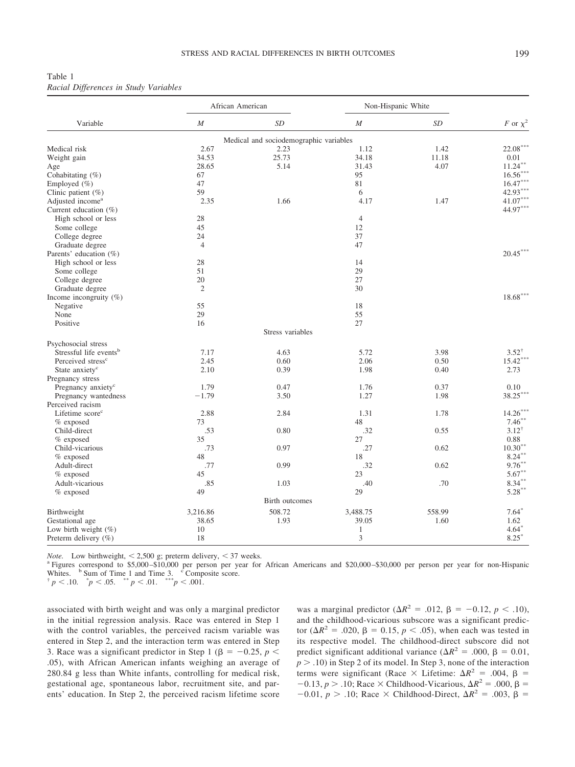Table 1
*Racial Differences in Study Variables*

| Variable | African American *M* | African American *SD* | Non-Hispanic White *M* | Non-Hispanic White *SD* | *F* or $\chi^2$ |
|---|---|---|---|---|---|
| | | Medical and sociodemographic variables | | | |
| Medical risk | 2.67 | 2.23 | 1.12 | 1.42 | 22.08*** |
| Weight gain | 34.53 | 25.73 | 34.18 | 11.18 | 0.01 |
| Age | 28.65 | 5.14 | 31.43 | 4.07 | 11.24** |
| Cohabitating (%) | 67 | | 95 | | 16.56*** |
| Employed (%) | 47 | | 81 | | 16.47*** |
| Clinic patient (%) | 59 | | 6 | | 42.93*** |
| Adjusted income[a] | 2.35 | 1.66 | 4.17 | 1.47 | 41.07*** |
| Current education (%) | | | | | 44.97*** |
| High school or less | 28 | | 4 | | |
| Some college | 45 | | 12 | | |
| College degree | 24 | | 37 | | |
| Graduate degree | 4 | | 47 | | |
| Parents' education (%) | | | | | 20.45*** |
| High school or less | 28 | | 14 | | |
| Some college | 51 | | 29 | | |
| College degree | 20 | | 27 | | |
| Graduate degree | 2 | | 30 | | |
| Income incongruity (%) | | | | | 18.68*** |
| Negative | 55 | | 18 | | |
| None | 29 | | 55 | | |
| Positive | 16 | | 27 | | |
| | | Stress variables | | | |
| Psychosocial stress | | | | | |
| Stressful life events[b] | 7.17 | 4.63 | 5.72 | 3.98 | 3.52† |
| Perceived stress[c] | 2.45 | 0.60 | 2.06 | 0.50 | 15.42*** |
| State anxiety[c] | 2.10 | 0.39 | 1.98 | 0.40 | 2.73 |
| Pregnancy stress | | | | | |
| Pregnancy anxiety[c] | 1.79 | 0.47 | 1.76 | 0.37 | 0.10 |
| Pregnancy wantedness | −1.79 | 3.50 | 1.27 | 1.98 | 38.25*** |
| Perceived racism | | | | | |
| Lifetime score[c] | 2.88 | 2.84 | 1.31 | 1.78 | 14.26*** |
| % exposed | 73 | | 48 | | 7.46** |
| Child-direct | .53 | 0.80 | .32 | 0.55 | 3.12† |
| % exposed | 35 | | 27 | | 0.88 |
| Child-vicarious | .73 | 0.97 | .27 | 0.62 | 10.30** |
| % exposed | 48 | | 18 | | 8.24** |
| Adult-direct | .77 | 0.99 | .32 | 0.62 | 9.76** |
| % exposed | 45 | | 23 | | 5.67** |
| Adult-vicarious | .85 | 1.03 | .40 | .70 | 8.34** |
| % exposed | 49 | | 29 | | 5.28** |
| | | Birth outcomes | | | |
| Birthweight | 3,216.86 | 508.72 | 3,488.75 | 558.99 | 7.64* |
| Gestational age | 38.65 | 1.93 | 39.05 | 1.60 | 1.62 |
| Low birth weight (%) | 10 | | 1 | | 4.64* |
| Preterm delivery (%) | 18 | | 3 | | 8.25* |

*Note.* Low birthweight, < 2,500 g; preterm delivery, < 37 weeks.
[a] Figures correspond to \$5,000–\$10,000 per person per year for African Americans and \$20,000–\$30,000 per person per year for non-Hispanic Whites. [b] Sum of Time 1 and Time 3. [c] Composite score.
† $p < .10$. * $p < .05$. ** $p < .01$. *** $p < .001$.

associated with birth weight and was only a marginal predictor in the initial regression analysis. Race was entered in Step 1 with the control variables, the perceived racism variable was entered in Step 2, and the interaction term was entered in Step 3. Race was a significant predictor in Step 1 ($\beta = -0.25$, $p < .05$), with African American infants weighing an average of 280.84 g less than White infants, controlling for medical risk, gestational age, spontaneous labor, recruitment site, and parents' education. In Step 2, the perceived racism lifetime score was a marginal predictor ($\Delta R^2 = .012$, $\beta = -0.12$, $p < .10$), and the childhood-vicarious subscore was a significant predictor ($\Delta R^2 = .020$, $\beta = 0.15$, $p < .05$), when each was tested in its respective model. The childhood-direct subscore did not predict significant additional variance ($\Delta R^2 = .000$, $\beta = 0.01$, $p > .10$) in Step 2 of its model. In Step 3, none of the interaction terms were significant (Race × Lifetime: $\Delta R^2 = .004$, $\beta = -0.13$, $p > .10$; Race × Childhood-Vicarious, $\Delta R^2 = .000$, $\beta = -0.01$, $p > .10$; Race × Childhood-Direct, $\Delta R^2 = .003$, $\beta =$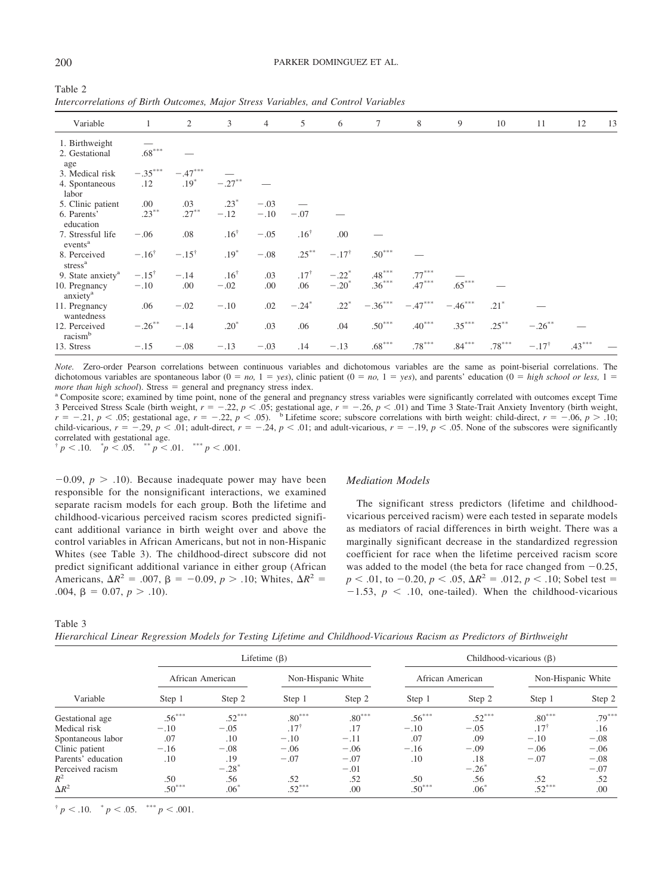Table 2
*Intercorrelations of Birth Outcomes, Major Stress Variables, and Control Variables*

| Variable | 1 | 2 | 3 | 4 | 5 | 6 | 7 | 8 | 9 | 10 | 11 | 12 | 13 |
|---|---|---|---|---|---|---|---|---|---|---|---|---|---|
| 1. Birthweight | — | | | | | | | | | | | | |
| 2. Gestational age | .68*** | — | | | | | | | | | | | |
| 3. Medical risk | −.35*** | −.47*** | — | | | | | | | | | | |
| 4. Spontaneous labor | .12 | .19* | −.27** | — | | | | | | | | | |
| 5. Clinic patient | .00 | .03 | .23* | −.03 | — | | | | | | | | |
| 6. Parents' education | .23** | .27** | −.12 | −.10 | −.07 | — | | | | | | | |
| 7. Stressful life events[a] | −.06 | .08 | .16† | −.05 | .16† | .00 | — | | | | | | |
| 8. Perceived stress[a] | −.16† | −.15† | .19* | −.08 | .25** | −.17† | .50*** | — | | | | | |
| 9. State anxiety[a] | −.15† | −.14 | .16† | .03 | .17† | −.22* | .48*** | .77*** | — | | | | |
| 10. Pregnancy anxiety[a] | −.10 | .00 | −.02 | .00 | .06 | −.20* | .36*** | .47*** | .65*** | — | | | |
| 11. Pregnancy wantedness | .06 | −.02 | −.10 | .02 | −.24* | .22* | −.36*** | −.47*** | −.46*** | .21* | — | | |
| 12. Perceived racism[b] | −.26** | −.14 | .20* | .03 | .06 | .04 | .50*** | .40*** | .35*** | .25** | −.26** | — | |
| 13. Stress | −.15 | −.08 | −.13 | −.03 | .14 | −.13 | .68*** | .78*** | .84*** | .78*** | −.17† | .43*** | — |

*Note.* Zero-order Pearson correlations between continuous variables and dichotomous variables are the same as point-biserial correlations. The dichotomous variables are spontaneous labor (0 = *no,* 1 = *yes*), clinic patient (0 = *no,* 1 = *yes*), and parents' education (0 = *high school or less,* 1 = *more than high school*). Stress = general and pregnancy stress index.
[a] Composite score; examined by time point, none of the general and pregnancy stress variables were significantly correlated with outcomes except Time 3 Perceived Stress Scale (birth weight, $r = -.22$, $p < .05$; gestational age, $r = -.26$, $p < .01$) and Time 3 State-Trait Anxiety Inventory (birth weight, $r = -.21$, $p < .05$; gestational age, $r = -.22$, $p < .05$). [b] Lifetime score; subscore correlations with birth weight: child-direct, $r = -.06$, $p > .10$; child-vicarious, $r = -.29$, $p < .01$; adult-direct, $r = -.24$, $p < .01$; and adult-vicarious, $r = -.19$, $p < .05$. None of the subscores were significantly correlated with gestational age.
† $p < .10$. * $p < .05$. ** $p < .01$. *** $p < .001$.

$-0.09$, $p > .10$). Because inadequate power may have been responsible for the nonsignificant interactions, we examined separate racism models for each group. Both the lifetime and childhood-vicarious perceived racism scores predicted significant additional variance in birth weight over and above the control variables in African Americans, but not in non-Hispanic Whites (see Table 3). The childhood-direct subscore did not predict significant additional variance in either group (African Americans, $\Delta R^2 = .007$, $\beta = -0.09$, $p > .10$; Whites, $\Delta R^2 = .004$, $\beta = 0.07$, $p > .10$).

## Mediation Models

The significant stress predictors (lifetime and childhood-vicarious perceived racism) were each tested in separate models as mediators of racial differences in birth weight. There was a marginally significant decrease in the standardized regression coefficient for race when the lifetime perceived racism score was added to the model (the beta for race changed from $-0.25$, $p < .01$, to $-0.20$, $p < .05$, $\Delta R^2 = .012$, $p < .10$; Sobel test = $-1.53$, $p < .10$, one-tailed). When the childhood-vicarious

Table 3
*Hierarchical Linear Regression Models for Testing Lifetime and Childhood-Vicarious Racism as Predictors of Birthweight*

| | Lifetime (β) | | | | Childhood-vicarious (β) | | | |
|---|---|---|---|---|---|---|---|---|
| | African American | | Non-Hispanic White | | African American | | Non-Hispanic White | |
| Variable | Step 1 | Step 2 | Step 1 | Step 2 | Step 1 | Step 2 | Step 1 | Step 2 |
| Gestational age | .56*** | .52*** | .80*** | .80*** | .56*** | .52*** | .80*** | .79*** |
| Medical risk | −.10 | −.05 | .17† | .17 | −.10 | −.05 | .17† | .16 |
| Spontaneous labor | .07 | .10 | −.10 | −.11 | .07 | .09 | −.10 | −.08 |
| Clinic patient | −.16 | −.08 | −.06 | −.06 | −.16 | −.09 | −.06 | −.06 |
| Parents' education | .10 | .19 | −.07 | −.07 | .10 | .18 | −.07 | −.08 |
| Perceived racism | | −.28* | | −.01 | | −.26* | | −.07 |
| $R^2$ | .50 | .56 | .52 | .52 | .50 | .56 | .52 | .52 |
| $\Delta R^2$ | .50*** | .06* | .52*** | .00 | .50*** | .06* | .52*** | .00 |

† $p < .10$. * $p < .05$. *** $p < .001$.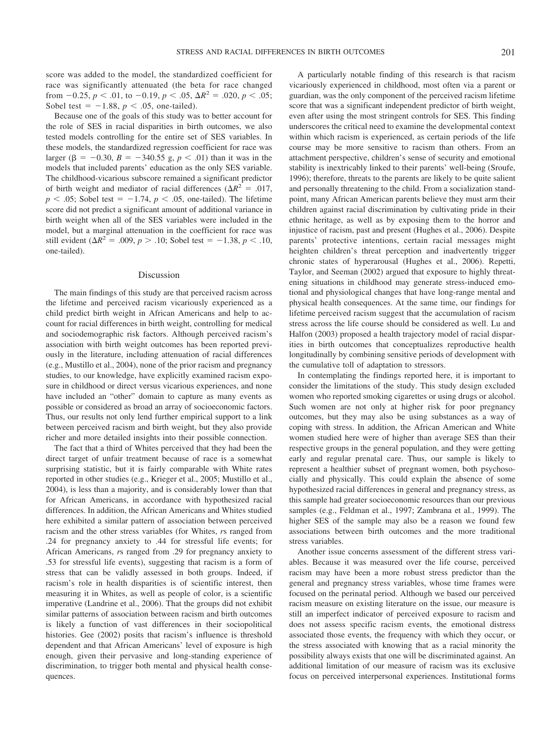score was added to the model, the standardized coefficient for race was significantly attenuated (the beta for race changed from $-0.25$, $p < .01$, to $-0.19$, $p < .05$, $\Delta R^2 = .020$, $p < .05$; Sobel test $= -1.88$, $p < .05$, one-tailed).

Because one of the goals of this study was to better account for the role of SES in racial disparities in birth outcomes, we also tested models controlling for the entire set of SES variables. In these models, the standardized regression coefficient for race was larger ($\beta = -0.30$, $B = -340.55$ g, $p < .01$) than it was in the models that included parents' education as the only SES variable. The childhood-vicarious subscore remained a significant predictor of birth weight and mediator of racial differences ($\Delta R^2 = .017$, $p < .05$; Sobel test $= -1.74$, $p < .05$, one-tailed). The lifetime score did not predict a significant amount of additional variance in birth weight when all of the SES variables were included in the model, but a marginal attenuation in the coefficient for race was still evident ($\Delta R^2 = .009$, $p > .10$; Sobel test $= -1.38$, $p < .10$, one-tailed).

## Discussion

The main findings of this study are that perceived racism across the lifetime and perceived racism vicariously experienced as a child predict birth weight in African Americans and help to account for racial differences in birth weight, controlling for medical and sociodemographic risk factors. Although perceived racism's association with birth weight outcomes has been reported previously in the literature, including attenuation of racial differences (e.g., Mustillo et al., 2004), none of the prior racism and pregnancy studies, to our knowledge, have explicitly examined racism exposure in childhood or direct versus vicarious experiences, and none have included an "other" domain to capture as many events as possible or considered as broad an array of socioeconomic factors. Thus, our results not only lend further empirical support to a link between perceived racism and birth weight, but they also provide richer and more detailed insights into their possible connection.

The fact that a third of Whites perceived that they had been the direct target of unfair treatment because of race is a somewhat surprising statistic, but it is fairly comparable with White rates reported in other studies (e.g., Krieger et al., 2005; Mustillo et al., 2004), is less than a majority, and is considerably lower than that for African Americans, in accordance with hypothesized racial differences. In addition, the African Americans and Whites studied here exhibited a similar pattern of association between perceived racism and the other stress variables (for Whites, *r*s ranged from .24 for pregnancy anxiety to .44 for stressful life events; for African Americans, *r*s ranged from .29 for pregnancy anxiety to .53 for stressful life events), suggesting that racism is a form of stress that can be validly assessed in both groups. Indeed, if racism's role in health disparities is of scientific interest, then measuring it in Whites, as well as people of color, is a scientific imperative (Landrine et al., 2006). That the groups did not exhibit similar patterns of association between racism and birth outcomes is likely a function of vast differences in their sociopolitical histories. Gee (2002) posits that racism's influence is threshold dependent and that African Americans' level of exposure is high enough, given their pervasive and long-standing experience of discrimination, to trigger both mental and physical health consequences.

A particularly notable finding of this research is that racism vicariously experienced in childhood, most often via a parent or guardian, was the only component of the perceived racism lifetime score that was a significant independent predictor of birth weight, even after using the most stringent controls for SES. This finding underscores the critical need to examine the developmental context within which racism is experienced, as certain periods of the life course may be more sensitive to racism than others. From an attachment perspective, children's sense of security and emotional stability is inextricably linked to their parents' well-being (Sroufe, 1996); therefore, threats to the parents are likely to be quite salient and personally threatening to the child. From a socialization standpoint, many African American parents believe they must arm their children against racial discrimination by cultivating pride in their ethnic heritage, as well as by exposing them to the horror and injustice of racism, past and present (Hughes et al., 2006). Despite parents' protective intentions, certain racial messages might heighten children's threat perception and inadvertently trigger chronic states of hyperarousal (Hughes et al., 2006). Repetti, Taylor, and Seeman (2002) argued that exposure to highly threatening situations in childhood may generate stress-induced emotional and physiological changes that have long-range mental and physical health consequences. At the same time, our findings for lifetime perceived racism suggest that the accumulation of racism stress across the life course should be considered as well. Lu and Halfon (2003) proposed a health trajectory model of racial disparities in birth outcomes that conceptualizes reproductive health longitudinally by combining sensitive periods of development with the cumulative toll of adaptation to stressors.

In contemplating the findings reported here, it is important to consider the limitations of the study. This study design excluded women who reported smoking cigarettes or using drugs or alcohol. Such women are not only at higher risk for poor pregnancy outcomes, but they may also be using substances as a way of coping with stress. In addition, the African American and White women studied here were of higher than average SES than their respective groups in the general population, and they were getting early and regular prenatal care. Thus, our sample is likely to represent a healthier subset of pregnant women, both psychosocially and physically. This could explain the absence of some hypothesized racial differences in general and pregnancy stress, as this sample had greater socioeconomic resources than our previous samples (e.g., Feldman et al., 1997; Zambrana et al., 1999). The higher SES of the sample may also be a reason we found few associations between birth outcomes and the more traditional stress variables.

Another issue concerns assessment of the different stress variables. Because it was measured over the life course, perceived racism may have been a more robust stress predictor than the general and pregnancy stress variables, whose time frames were focused on the perinatal period. Although we based our perceived racism measure on existing literature on the issue, our measure is still an imperfect indicator of perceived exposure to racism and does not assess specific racism events, the emotional distress associated those events, the frequency with which they occur, or the stress associated with knowing that as a racial minority the possibility always exists that one will be discriminated against. An additional limitation of our measure of racism was its exclusive focus on perceived interpersonal experiences. Institutional forms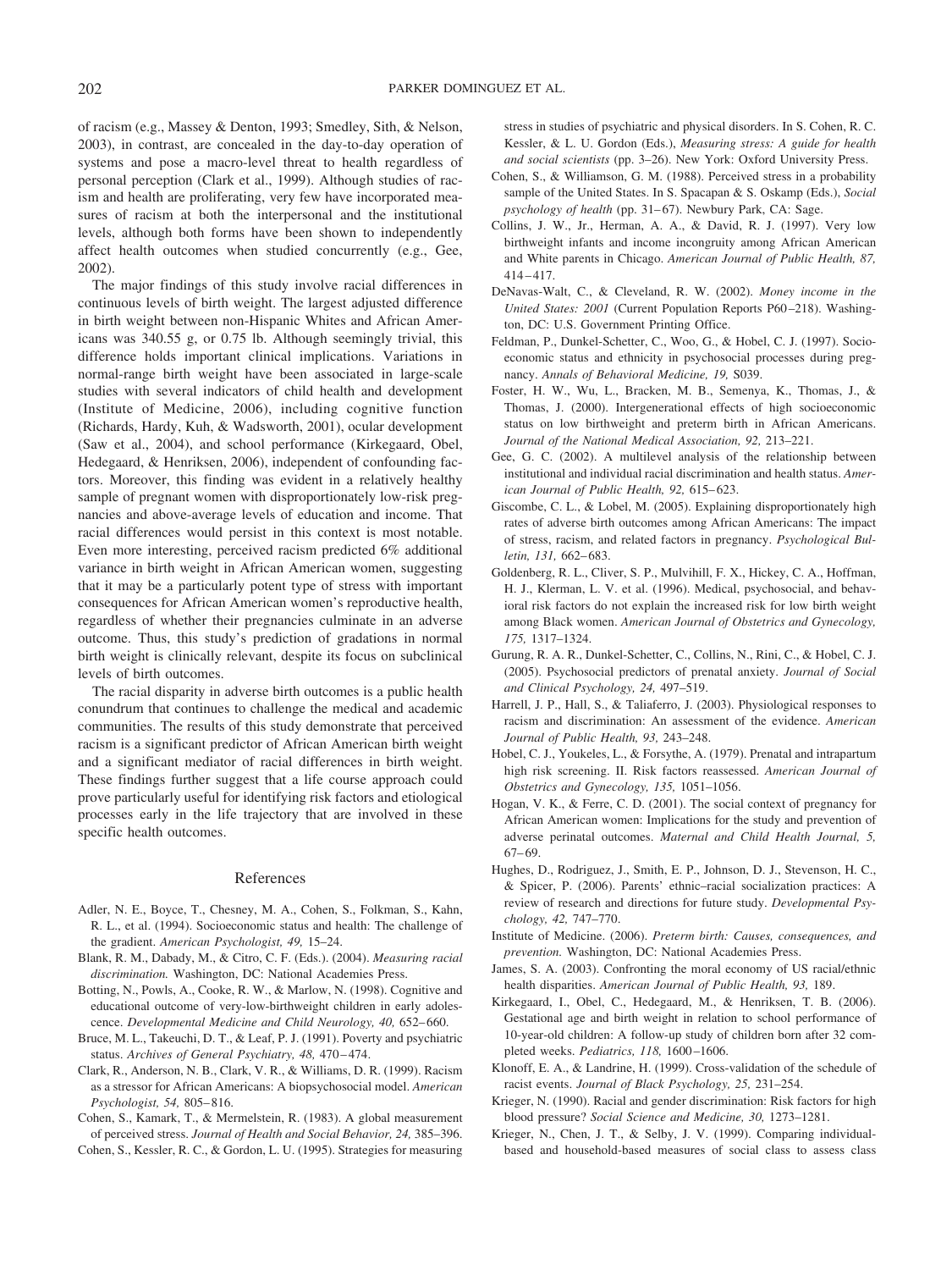of racism (e.g., Massey & Denton, 1993; Smedley, Sith, & Nelson, 2003), in contrast, are concealed in the day-to-day operation of systems and pose a macro-level threat to health regardless of personal perception (Clark et al., 1999). Although studies of racism and health are proliferating, very few have incorporated measures of racism at both the interpersonal and the institutional levels, although both forms have been shown to independently affect health outcomes when studied concurrently (e.g., Gee, 2002).

The major findings of this study involve racial differences in continuous levels of birth weight. The largest adjusted difference in birth weight between non-Hispanic Whites and African Americans was 340.55 g, or 0.75 lb. Although seemingly trivial, this difference holds important clinical implications. Variations in normal-range birth weight have been associated in large-scale studies with several indicators of child health and development (Institute of Medicine, 2006), including cognitive function (Richards, Hardy, Kuh, & Wadsworth, 2001), ocular development (Saw et al., 2004), and school performance (Kirkegaard, Obel, Hedegaard, & Henriksen, 2006), independent of confounding factors. Moreover, this finding was evident in a relatively healthy sample of pregnant women with disproportionately low-risk pregnancies and above-average levels of education and income. That racial differences would persist in this context is most notable. Even more interesting, perceived racism predicted 6% additional variance in birth weight in African American women, suggesting that it may be a particularly potent type of stress with important consequences for African American women's reproductive health, regardless of whether their pregnancies culminate in an adverse outcome. Thus, this study's prediction of gradations in normal birth weight is clinically relevant, despite its focus on subclinical levels of birth outcomes.

The racial disparity in adverse birth outcomes is a public health conundrum that continues to challenge the medical and academic communities. The results of this study demonstrate that perceived racism is a significant predictor of African American birth weight and a significant mediator of racial differences in birth weight. These findings further suggest that a life course approach could prove particularly useful for identifying risk factors and etiological processes early in the life trajectory that are involved in these specific health outcomes.

## References

Adler, N. E., Boyce, T., Chesney, M. A., Cohen, S., Folkman, S., Kahn, R. L., et al. (1994). Socioeconomic status and health: The challenge of the gradient. *American Psychologist, 49,* 15–24.

Blank, R. M., Dabady, M., & Citro, C. F. (Eds.). (2004). *Measuring racial discrimination.* Washington, DC: National Academies Press.

Botting, N., Powls, A., Cooke, R. W., & Marlow, N. (1998). Cognitive and educational outcome of very-low-birthweight children in early adolescence. *Developmental Medicine and Child Neurology, 40,* 652–660.

Bruce, M. L., Takeuchi, D. T., & Leaf, P. J. (1991). Poverty and psychiatric status. *Archives of General Psychiatry, 48,* 470–474.

Clark, R., Anderson, N. B., Clark, V. R., & Williams, D. R. (1999). Racism as a stressor for African Americans: A biopsychosocial model. *American Psychologist, 54,* 805–816.

Cohen, S., Kamark, T., & Mermelstein, R. (1983). A global measurement of perceived stress. *Journal of Health and Social Behavior, 24,* 385–396.

Cohen, S., Kessler, R. C., & Gordon, L. U. (1995). Strategies for measuring stress in studies of psychiatric and physical disorders. In S. Cohen, R. C. Kessler, & L. U. Gordon (Eds.), *Measuring stress: A guide for health and social scientists* (pp. 3–26). New York: Oxford University Press.

Cohen, S., & Williamson, G. M. (1988). Perceived stress in a probability sample of the United States. In S. Spacapan & S. Oskamp (Eds.), *Social psychology of health* (pp. 31–67). Newbury Park, CA: Sage.

Collins, J. W., Jr., Herman, A. A., & David, R. J. (1997). Very low birthweight infants and income incongruity among African American and White parents in Chicago. *American Journal of Public Health, 87,* 414–417.

DeNavas-Walt, C., & Cleveland, R. W. (2002). *Money income in the United States: 2001* (Current Population Reports P60–218). Washington, DC: U.S. Government Printing Office.

Feldman, P., Dunkel-Schetter, C., Woo, G., & Hobel, C. J. (1997). Socioeconomic status and ethnicity in psychosocial processes during pregnancy. *Annals of Behavioral Medicine, 19,* S039.

Foster, H. W., Wu, L., Bracken, M. B., Semenya, K., Thomas, J., & Thomas, J. (2000). Intergenerational effects of high socioeconomic status on low birthweight and preterm birth in African Americans. *Journal of the National Medical Association, 92,* 213–221.

Gee, G. C. (2002). A multilevel analysis of the relationship between institutional and individual racial discrimination and health status. *American Journal of Public Health, 92,* 615–623.

Giscombe, C. L., & Lobel, M. (2005). Explaining disproportionately high rates of adverse birth outcomes among African Americans: The impact of stress, racism, and related factors in pregnancy. *Psychological Bulletin, 131,* 662–683.

Goldenberg, R. L., Cliver, S. P., Mulvihill, F. X., Hickey, C. A., Hoffman, H. J., Klerman, L. V. et al. (1996). Medical, psychosocial, and behavioral risk factors do not explain the increased risk for low birth weight among Black women. *American Journal of Obstetrics and Gynecology, 175,* 1317–1324.

Gurung, R. A. R., Dunkel-Schetter, C., Collins, N., Rini, C., & Hobel, C. J. (2005). Psychosocial predictors of prenatal anxiety. *Journal of Social and Clinical Psychology, 24,* 497–519.

Harrell, J. P., Hall, S., & Taliaferro, J. (2003). Physiological responses to racism and discrimination: An assessment of the evidence. *American Journal of Public Health, 93,* 243–248.

Hobel, C. J., Youkeles, L., & Forsythe, A. (1979). Prenatal and intrapartum high risk screening. II. Risk factors reassessed. *American Journal of Obstetrics and Gynecology, 135,* 1051–1056.

Hogan, V. K., & Ferre, C. D. (2001). The social context of pregnancy for African American women: Implications for the study and prevention of adverse perinatal outcomes. *Maternal and Child Health Journal, 5,* 67–69.

Hughes, D., Rodriguez, J., Smith, E. P., Johnson, D. J., Stevenson, H. C., & Spicer, P. (2006). Parents' ethnic–racial socialization practices: A review of research and directions for future study. *Developmental Psychology, 42,* 747–770.

Institute of Medicine. (2006). *Preterm birth: Causes, consequences, and prevention.* Washington, DC: National Academies Press.

James, S. A. (2003). Confronting the moral economy of US racial/ethnic health disparities. *American Journal of Public Health, 93,* 189.

Kirkegaard, I., Obel, C., Hedegaard, M., & Henriksen, T. B. (2006). Gestational age and birth weight in relation to school performance of 10-year-old children: A follow-up study of children born after 32 completed weeks. *Pediatrics, 118,* 1600–1606.

Klonoff, E. A., & Landrine, H. (1999). Cross-validation of the schedule of racist events. *Journal of Black Psychology, 25,* 231–254.

Krieger, N. (1990). Racial and gender discrimination: Risk factors for high blood pressure? *Social Science and Medicine, 30,* 1273–1281.

Krieger, N., Chen, J. T., & Selby, J. V. (1999). Comparing individual-based and household-based measures of social class to assess class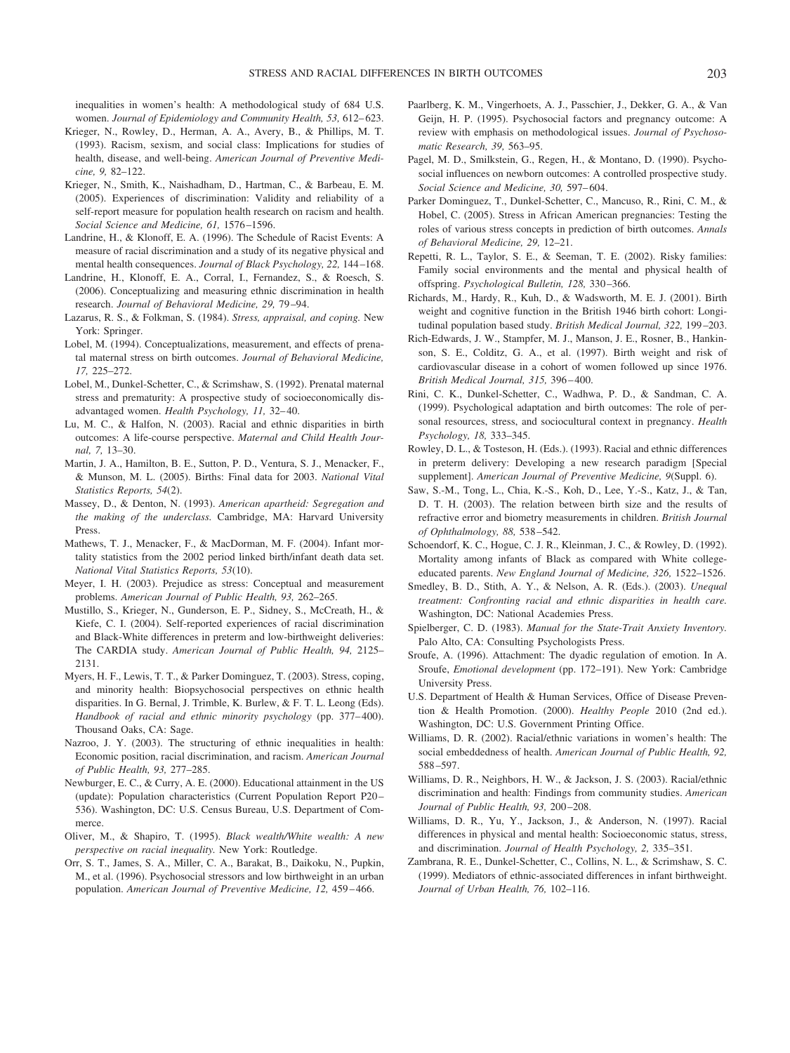inequalities in women's health: A methodological study of 684 U.S. women. *Journal of Epidemiology and Community Health, 53,* 612–623.

Krieger, N., Rowley, D., Herman, A. A., Avery, B., & Phillips, M. T. (1993). Racism, sexism, and social class: Implications for studies of health, disease, and well-being. *American Journal of Preventive Medicine, 9,* 82–122.

Krieger, N., Smith, K., Naishadham, D., Hartman, C., & Barbeau, E. M. (2005). Experiences of discrimination: Validity and reliability of a self-report measure for population health research on racism and health. *Social Science and Medicine, 61,* 1576–1596.

Landrine, H., & Klonoff, E. A. (1996). The Schedule of Racist Events: A measure of racial discrimination and a study of its negative physical and mental health consequences. *Journal of Black Psychology, 22,* 144–168.

Landrine, H., Klonoff, E. A., Corral, I., Fernandez, S., & Roesch, S. (2006). Conceptualizing and measuring ethnic discrimination in health research. *Journal of Behavioral Medicine, 29,* 79–94.

Lazarus, R. S., & Folkman, S. (1984). *Stress, appraisal, and coping.* New York: Springer.

Lobel, M. (1994). Conceptualizations, measurement, and effects of prenatal maternal stress on birth outcomes. *Journal of Behavioral Medicine, 17,* 225–272.

Lobel, M., Dunkel-Schetter, C., & Scrimshaw, S. (1992). Prenatal maternal stress and prematurity: A prospective study of socioeconomically disadvantaged women. *Health Psychology, 11,* 32–40.

Lu, M. C., & Halfon, N. (2003). Racial and ethnic disparities in birth outcomes: A life-course perspective. *Maternal and Child Health Journal, 7,* 13–30.

Martin, J. A., Hamilton, B. E., Sutton, P. D., Ventura, S. J., Menacker, F., & Munson, M. L. (2005). Births: Final data for 2003. *National Vital Statistics Reports, 54*(2).

Massey, D., & Denton, N. (1993). *American apartheid: Segregation and the making of the underclass.* Cambridge, MA: Harvard University Press.

Mathews, T. J., Menacker, F., & MacDorman, M. F. (2004). Infant mortality statistics from the 2002 period linked birth/infant death data set. *National Vital Statistics Reports, 53*(10).

Meyer, I. H. (2003). Prejudice as stress: Conceptual and measurement problems. *American Journal of Public Health, 93,* 262–265.

Mustillo, S., Krieger, N., Gunderson, E. P., Sidney, S., McCreath, H., & Kiefe, C. I. (2004). Self-reported experiences of racial discrimination and Black-White differences in preterm and low-birthweight deliveries: The CARDIA study. *American Journal of Public Health, 94,* 2125–2131.

Myers, H. F., Lewis, T. T., & Parker Dominguez, T. (2003). Stress, coping, and minority health: Biopsychosocial perspectives on ethnic health disparities. In G. Bernal, J. Trimble, K. Burlew, & F. T. L. Leong (Eds). *Handbook of racial and ethnic minority psychology* (pp. 377–400). Thousand Oaks, CA: Sage.

Nazroo, J. Y. (2003). The structuring of ethnic inequalities in health: Economic position, racial discrimination, and racism. *American Journal of Public Health, 93,* 277–285.

Newburger, E. C., & Curry, A. E. (2000). Educational attainment in the US (update): Population characteristics (Current Population Report P20–536). Washington, DC: U.S. Census Bureau, U.S. Department of Commerce.

Oliver, M., & Shapiro, T. (1995). *Black wealth/White wealth: A new perspective on racial inequality.* New York: Routledge.

Orr, S. T., James, S. A., Miller, C. A., Barakat, B., Daikoku, N., Pupkin, M., et al. (1996). Psychosocial stressors and low birthweight in an urban population. *American Journal of Preventive Medicine, 12,* 459–466.

Paarlberg, K. M., Vingerhoets, A. J., Passchier, J., Dekker, G. A., & Van Geijn, H. P. (1995). Psychosocial factors and pregnancy outcome: A review with emphasis on methodological issues. *Journal of Psychosomatic Research, 39,* 563–95.

Pagel, M. D., Smilkstein, G., Regen, H., & Montano, D. (1990). Psychosocial influences on newborn outcomes: A controlled prospective study. *Social Science and Medicine, 30,* 597–604.

Parker Dominguez, T., Dunkel-Schetter, C., Mancuso, R., Rini, C. M., & Hobel, C. (2005). Stress in African American pregnancies: Testing the roles of various stress concepts in prediction of birth outcomes. *Annals of Behavioral Medicine, 29,* 12–21.

Repetti, R. L., Taylor, S. E., & Seeman, T. E. (2002). Risky families: Family social environments and the mental and physical health of offspring. *Psychological Bulletin, 128,* 330–366.

Richards, M., Hardy, R., Kuh, D., & Wadsworth, M. E. J. (2001). Birth weight and cognitive function in the British 1946 birth cohort: Longitudinal population based study. *British Medical Journal, 322,* 199–203.

Rich-Edwards, J. W., Stampfer, M. J., Manson, J. E., Rosner, B., Hankinson, S. E., Colditz, G. A., et al. (1997). Birth weight and risk of cardiovascular disease in a cohort of women followed up since 1976. *British Medical Journal, 315,* 396–400.

Rini, C. K., Dunkel-Schetter, C., Wadhwa, P. D., & Sandman, C. A. (1999). Psychological adaptation and birth outcomes: The role of personal resources, stress, and sociocultural context in pregnancy. *Health Psychology, 18,* 333–345.

Rowley, D. L., & Tosteson, H. (Eds.). (1993). Racial and ethnic differences in preterm delivery: Developing a new research paradigm [Special supplement]. *American Journal of Preventive Medicine, 9*(Suppl. 6).

Saw, S.-M., Tong, L., Chia, K.-S., Koh, D., Lee, Y.-S., Katz, J., & Tan, D. T. H. (2003). The relation between birth size and the results of refractive error and biometry measurements in children. *British Journal of Ophthalmology, 88,* 538–542.

Schoendorf, K. C., Hogue, C. J. R., Kleinman, J. C., & Rowley, D. (1992). Mortality among infants of Black as compared with White college-educated parents. *New England Journal of Medicine, 326,* 1522–1526.

Smedley, B. D., Stith, A. Y., & Nelson, A. R. (Eds.). (2003). *Unequal treatment: Confronting racial and ethnic disparities in health care.* Washington, DC: National Academies Press.

Spielberger, C. D. (1983). *Manual for the State-Trait Anxiety Inventory.* Palo Alto, CA: Consulting Psychologists Press.

Sroufe, A. (1996). Attachment: The dyadic regulation of emotion. In A. Sroufe, *Emotional development* (pp. 172–191). New York: Cambridge University Press.

U.S. Department of Health & Human Services, Office of Disease Prevention & Health Promotion. (2000). *Healthy People* 2010 (2nd ed.). Washington, DC: U.S. Government Printing Office.

Williams, D. R. (2002). Racial/ethnic variations in women's health: The social embeddedness of health. *American Journal of Public Health, 92,* 588–597.

Williams, D. R., Neighbors, H. W., & Jackson, J. S. (2003). Racial/ethnic discrimination and health: Findings from community studies. *American Journal of Public Health, 93,* 200–208.

Williams, D. R., Yu, Y., Jackson, J., & Anderson, N. (1997). Racial differences in physical and mental health: Socioeconomic status, stress, and discrimination. *Journal of Health Psychology, 2,* 335–351.

Zambrana, R. E., Dunkel-Schetter, C., Collins, N. L., & Scrimshaw, S. C. (1999). Mediators of ethnic-associated differences in infant birthweight. *Journal of Urban Health, 76,* 102–116.